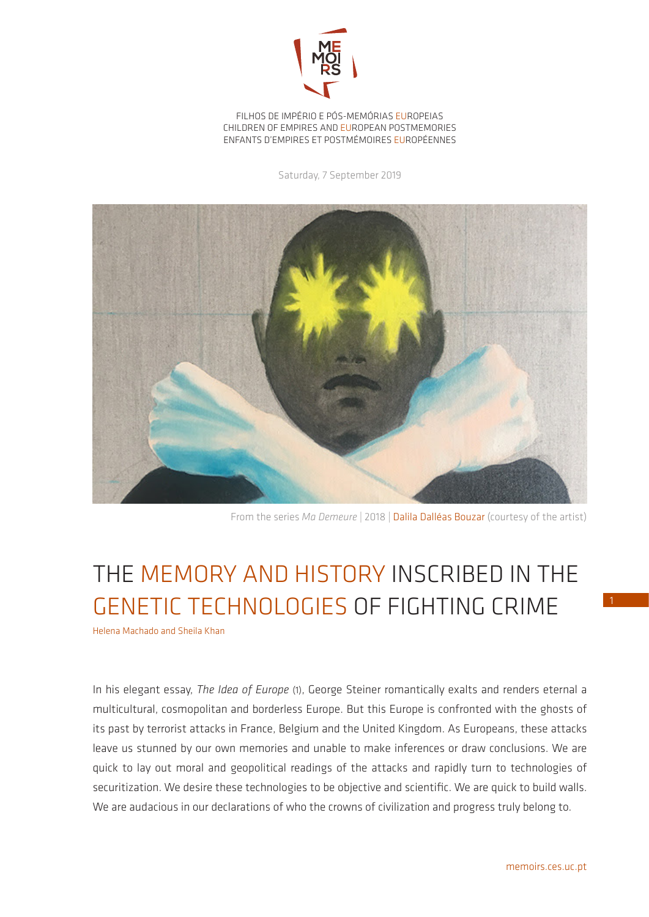FILHOS DE IMPÉRIO E PÓS-MEMÓRIAS EUROPEIAS
CHILDREN OF EMPIRES AND EUROPEAN POSTMEMORIES
ENFANTS D'EMPIRES ET POSTMÉMOIRES EUROPÉENNES

Saturday, 7 September 2019

From the series *Ma Demeure* | 2018 | Dalila Dalléas Bouzar (courtesy of the artist)

# THE MEMORY AND HISTORY INSCRIBED IN THE GENETIC TECHNOLOGIES OF FIGHTING CRIME

Helena Machado and Sheila Khan

In his elegant essay, *The Idea of Europe* (1), George Steiner romantically exalts and renders eternal a multicultural, cosmopolitan and borderless Europe. But this Europe is confronted with the ghosts of its past by terrorist attacks in France, Belgium and the United Kingdom. As Europeans, these attacks leave us stunned by our own memories and unable to make inferences or draw conclusions. We are quick to lay out moral and geopolitical readings of the attacks and rapidly turn to technologies of securitization. We desire these technologies to be objective and scientific. We are quick to build walls. We are audacious in our declarations of who the crowns of civilization and progress truly belong to.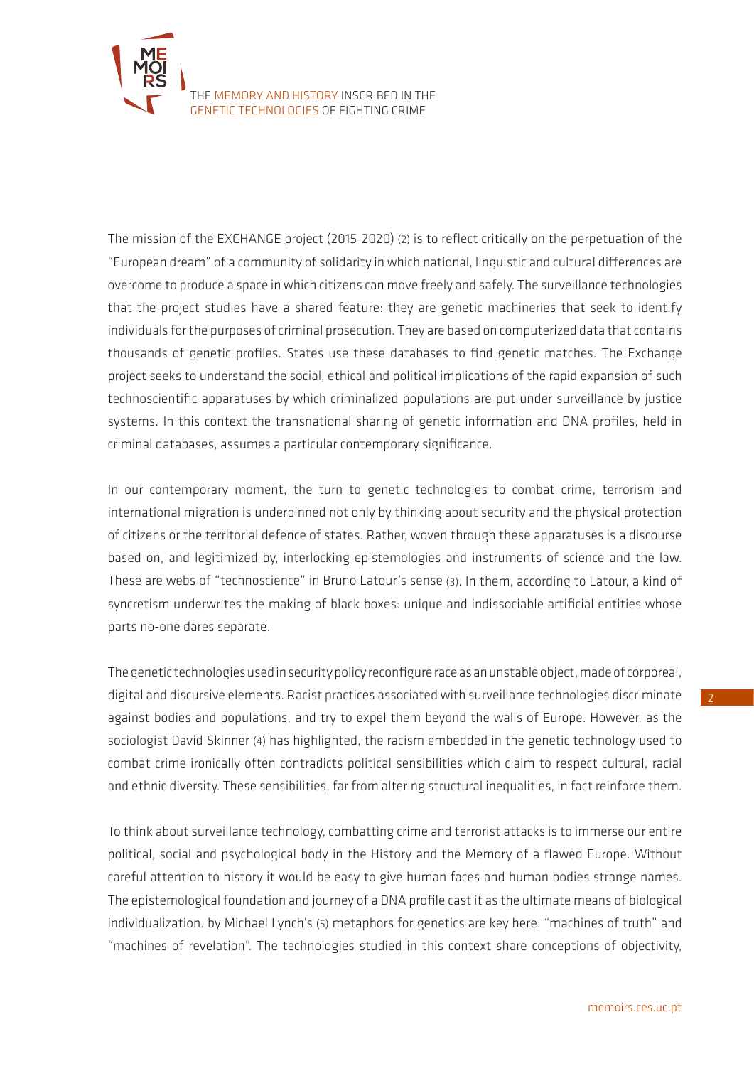The mission of the EXCHANGE project (2015-2020) (2) is to reflect critically on the perpetuation of the "European dream" of a community of solidarity in which national, linguistic and cultural differences are overcome to produce a space in which citizens can move freely and safely. The surveillance technologies that the project studies have a shared feature: they are genetic machineries that seek to identify individuals for the purposes of criminal prosecution. They are based on computerized data that contains thousands of genetic profiles. States use these databases to find genetic matches. The Exchange project seeks to understand the social, ethical and political implications of the rapid expansion of such technoscientific apparatuses by which criminalized populations are put under surveillance by justice systems. In this context the transnational sharing of genetic information and DNA profiles, held in criminal databases, assumes a particular contemporary significance.

In our contemporary moment, the turn to genetic technologies to combat crime, terrorism and international migration is underpinned not only by thinking about security and the physical protection of citizens or the territorial defence of states. Rather, woven through these apparatuses is a discourse based on, and legitimized by, interlocking epistemologies and instruments of science and the law. These are webs of "technoscience" in Bruno Latour's sense (3). In them, according to Latour, a kind of syncretism underwrites the making of black boxes: unique and indissociable artificial entities whose parts no-one dares separate.

The genetic technologies used in security policy reconfigure race as an unstable object, made of corporeal, digital and discursive elements. Racist practices associated with surveillance technologies discriminate against bodies and populations, and try to expel them beyond the walls of Europe. However, as the sociologist David Skinner (4) has highlighted, the racism embedded in the genetic technology used to combat crime ironically often contradicts political sensibilities which claim to respect cultural, racial and ethnic diversity. These sensibilities, far from altering structural inequalities, in fact reinforce them.

To think about surveillance technology, combatting crime and terrorist attacks is to immerse our entire political, social and psychological body in the History and the Memory of a flawed Europe. Without careful attention to history it would be easy to give human faces and human bodies strange names. The epistemological foundation and journey of a DNA profile cast it as the ultimate means of biological individualization. by Michael Lynch's (5) metaphors for genetics are key here: "machines of truth" and "machines of revelation". The technologies studied in this context share conceptions of objectivity,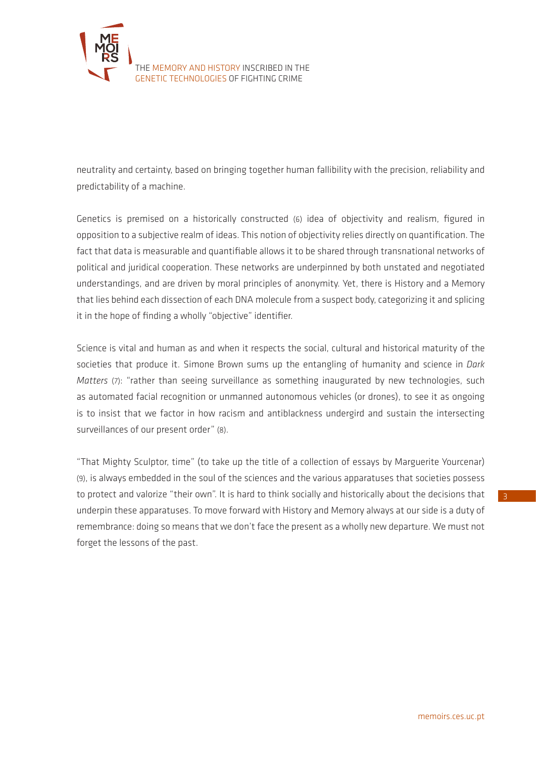neutrality and certainty, based on bringing together human fallibility with the precision, reliability and predictability of a machine.

Genetics is premised on a historically constructed (6) idea of objectivity and realism, figured in opposition to a subjective realm of ideas. This notion of objectivity relies directly on quantification. The fact that data is measurable and quantifiable allows it to be shared through transnational networks of political and juridical cooperation. These networks are underpinned by both unstated and negotiated understandings, and are driven by moral principles of anonymity. Yet, there is History and a Memory that lies behind each dissection of each DNA molecule from a suspect body, categorizing it and splicing it in the hope of finding a wholly "objective" identifier.

Science is vital and human as and when it respects the social, cultural and historical maturity of the societies that produce it. Simone Brown sums up the entangling of humanity and science in *Dark Matters* (7): "rather than seeing surveillance as something inaugurated by new technologies, such as automated facial recognition or unmanned autonomous vehicles (or drones), to see it as ongoing is to insist that we factor in how racism and antiblackness undergird and sustain the intersecting surveillances of our present order" (8).

"That Mighty Sculptor, time" (to take up the title of a collection of essays by Marguerite Yourcenar) (9), is always embedded in the soul of the sciences and the various apparatuses that societies possess to protect and valorize "their own". It is hard to think socially and historically about the decisions that underpin these apparatuses. To move forward with History and Memory always at our side is a duty of remembrance: doing so means that we don't face the present as a wholly new departure. We must not forget the lessons of the past.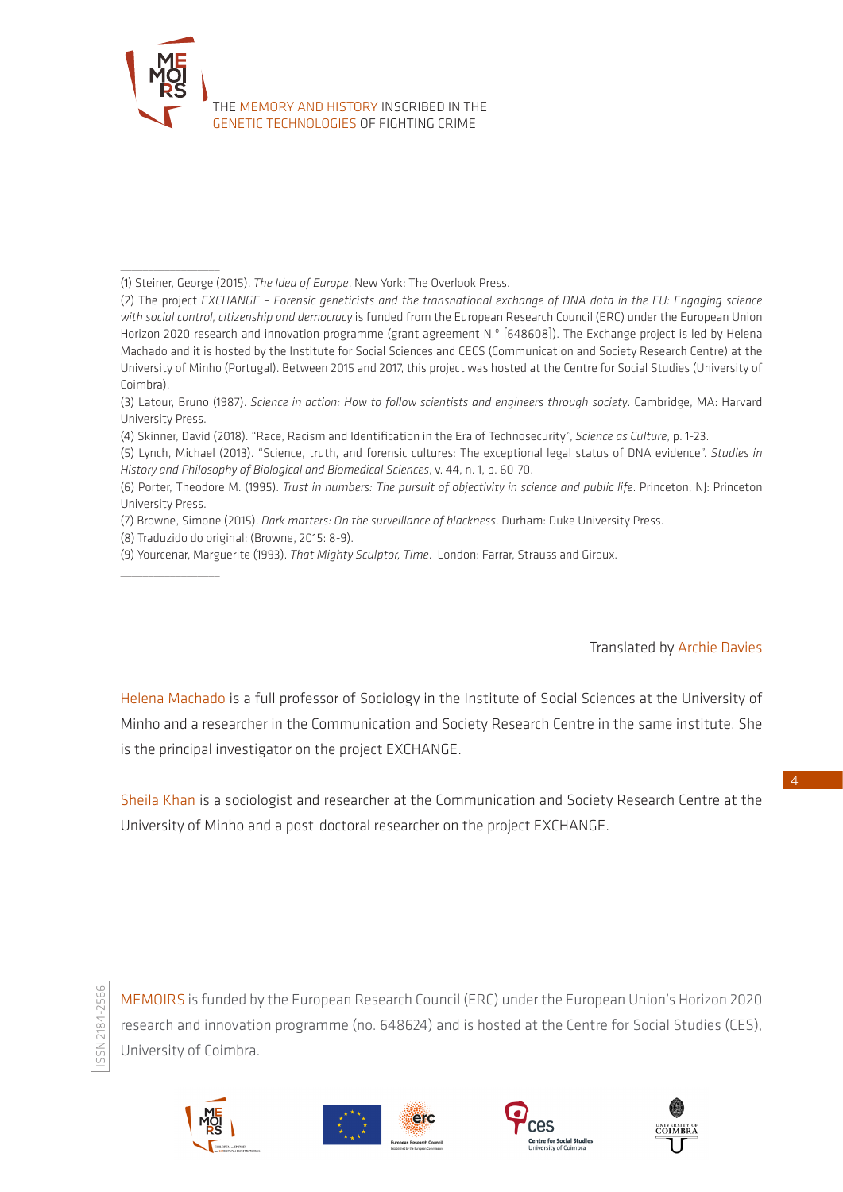(1) Steiner, George (2015). *The Idea of Europe*. New York: The Overlook Press.

(2) The project *EXCHANGE – Forensic geneticists and the transnational exchange of DNA data in the EU: Engaging science with social control, citizenship and democracy* is funded from the European Research Council (ERC) under the European Union Horizon 2020 research and innovation programme (grant agreement N.° [648608]). The Exchange project is led by Helena Machado and it is hosted by the Institute for Social Sciences and CECS (Communication and Society Research Centre) at the University of Minho (Portugal). Between 2015 and 2017, this project was hosted at the Centre for Social Studies (University of Coimbra).

(3) Latour, Bruno (1987). *Science in action: How to follow scientists and engineers through society*. Cambridge, MA: Harvard University Press.

(4) Skinner, David (2018). "Race, Racism and Identification in the Era of Technosecurity", *Science as Culture*, p. 1-23.

(5) Lynch, Michael (2013). "Science, truth, and forensic cultures: The exceptional legal status of DNA evidence". *Studies in History and Philosophy of Biological and Biomedical Sciences*, v. 44, n. 1, p. 60-70.

(6) Porter, Theodore M. (1995). *Trust in numbers: The pursuit of objectivity in science and public life*. Princeton, NJ: Princeton University Press.

(7) Browne, Simone (2015). *Dark matters: On the surveillance of blackness*. Durham: Duke University Press.

(8) Traduzido do original: (Browne, 2015: 8-9).

(9) Yourcenar, Marguerite (1993). *That Mighty Sculptor, Time*. London: Farrar, Strauss and Giroux.

Translated by Archie Davies

Helena Machado is a full professor of Sociology in the Institute of Social Sciences at the University of Minho and a researcher in the Communication and Society Research Centre in the same institute. She is the principal investigator on the project EXCHANGE.

Sheila Khan is a sociologist and researcher at the Communication and Society Research Centre at the University of Minho and a post-doctoral researcher on the project EXCHANGE.

MEMOIRS is funded by the European Research Council (ERC) under the European Union's Horizon 2020 research and innovation programme (no. 648624) and is hosted at the Centre for Social Studies (CES), University of Coimbra.

ISSN 2184-2566